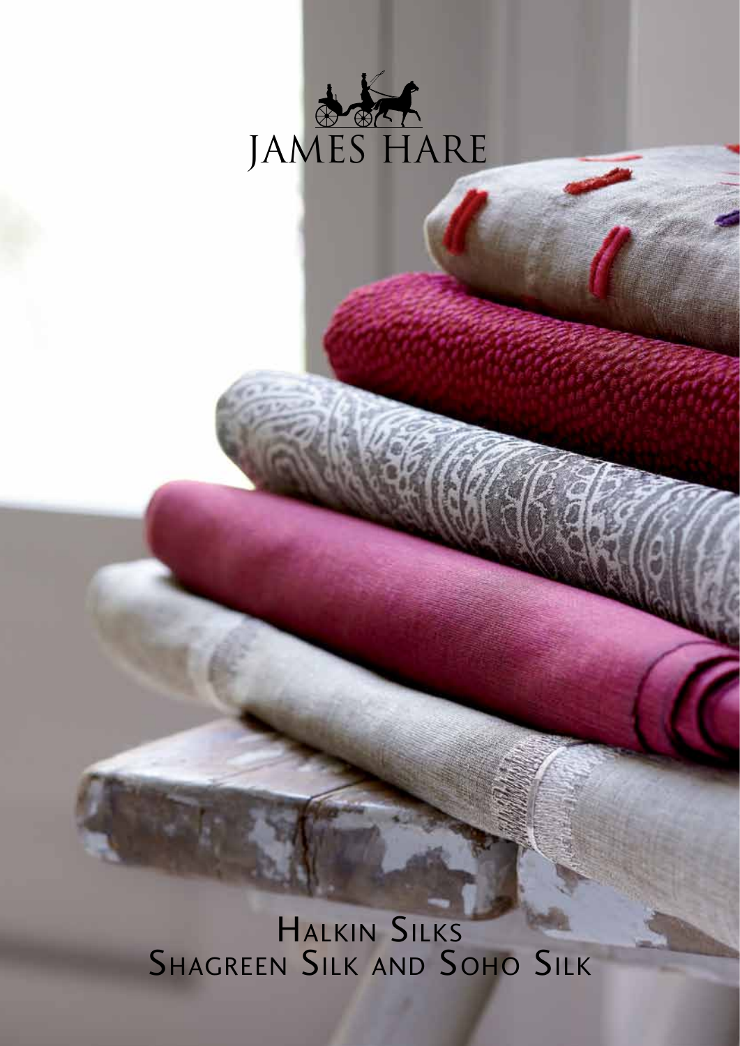# JAMES HARE

## Halkin Silks
## Shagreen Silk and Soho Silk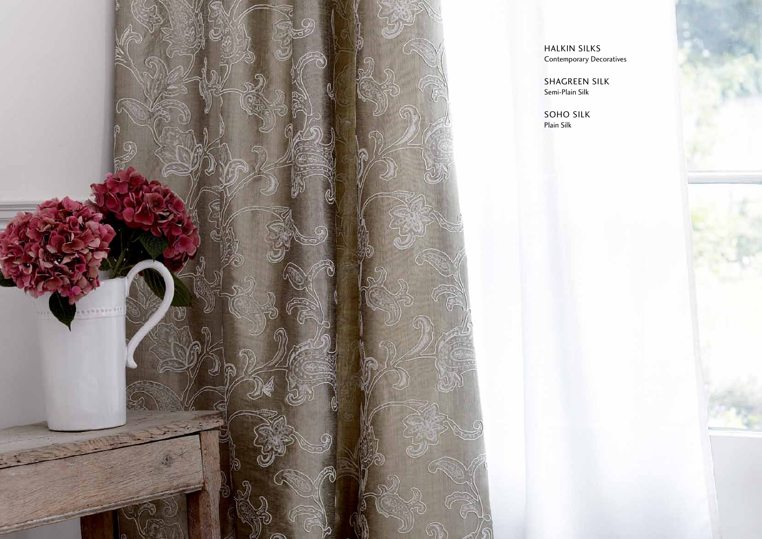HALKIN SILKS
Contemporary Decoratives

SHAGREEN SILK
Semi-Plain Silk

SOHO SILK
Plain Silk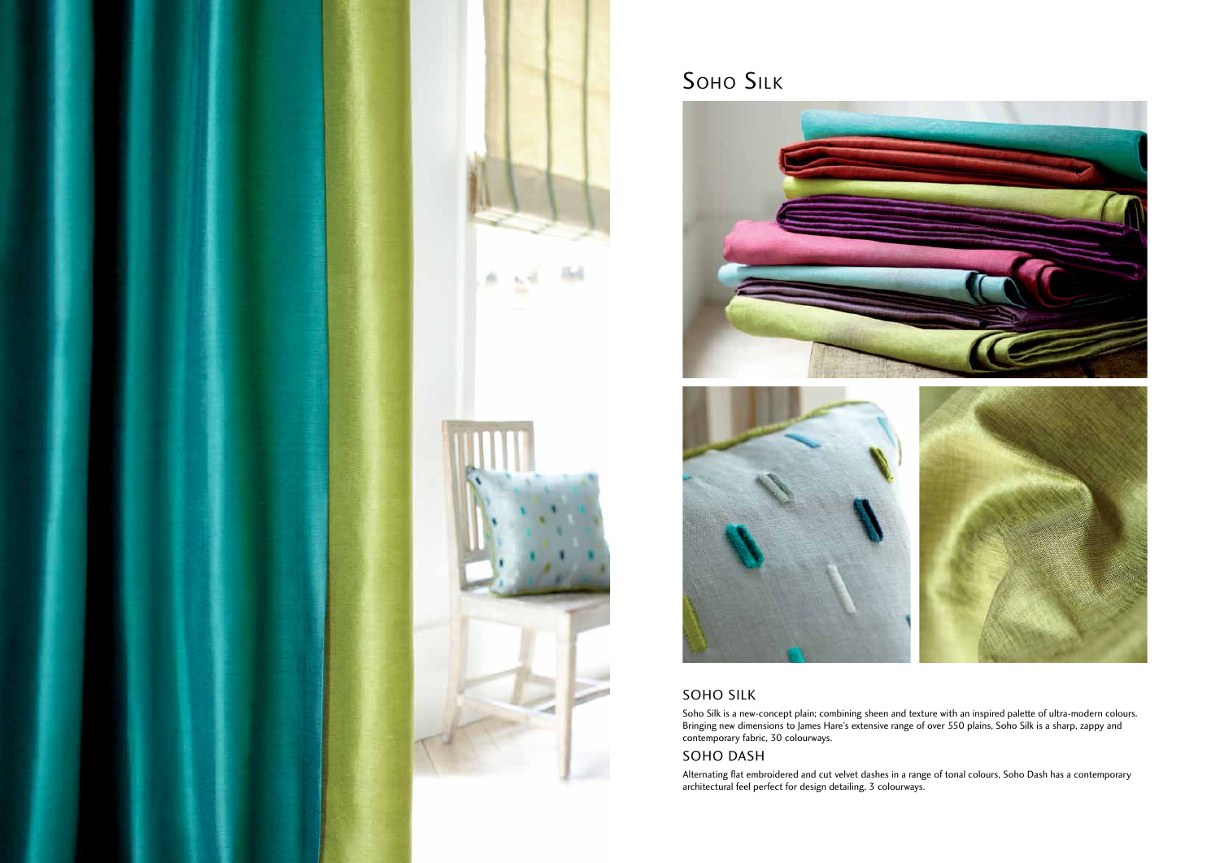# Soho Silk

## SOHO SILK

Soho Silk is a new-concept plain; combining sheen and texture with an inspired palette of ultra-modern colours. Bringing new dimensions to James Hare's extensive range of over 550 plains, Soho Silk is a sharp, zappy and contemporary fabric, 30 colourways.

## SOHO DASH

Alternating flat embroidered and cut velvet dashes in a range of tonal colours, Soho Dash has a contemporary architectural feel perfect for design detailing, 3 colourways.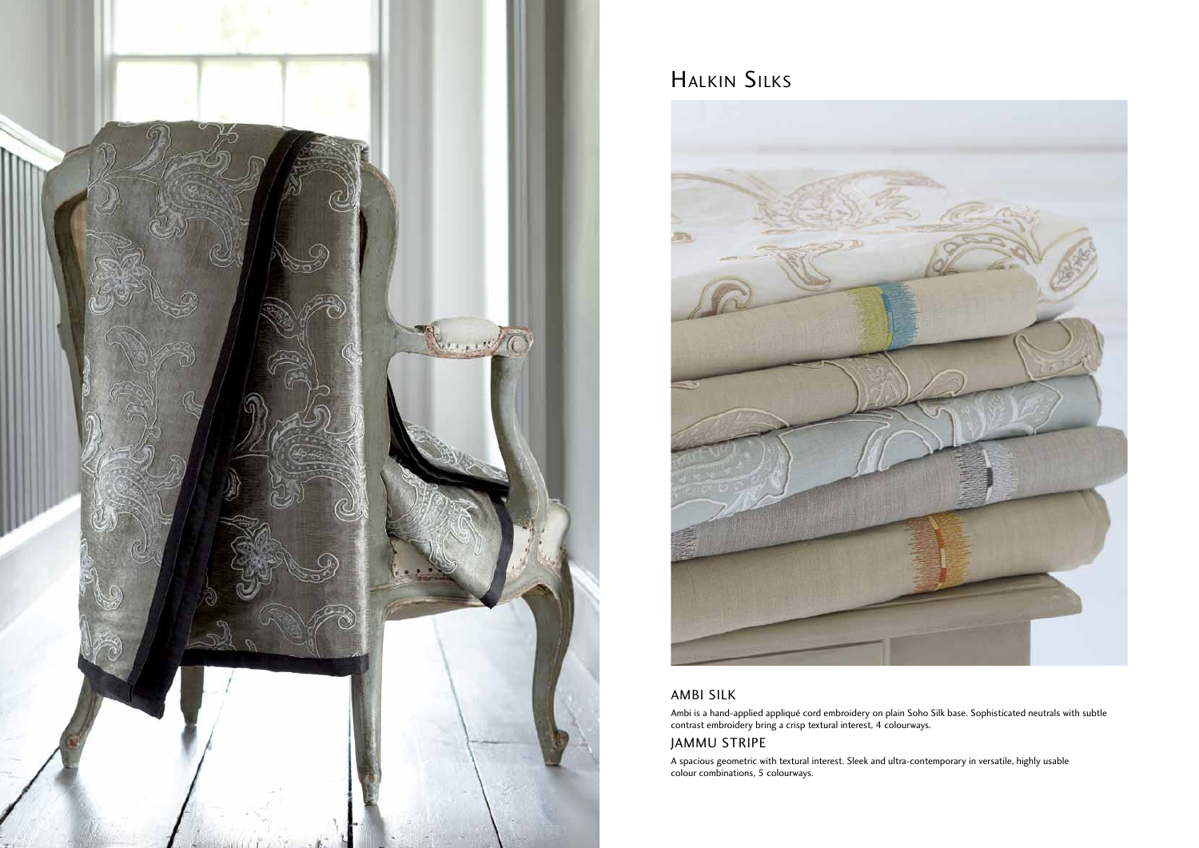# Halkin Silks

## AMBI SILK

Ambi is a hand-applied appliqué cord embroidery on plain Soho Silk base. Sophisticated neutrals with subtle contrast embroidery bring a crisp textural interest, 4 colourways.

## JAMMU STRIPE

A spacious geometric with textural interest. Sleek and ultra-contemporary in versatile, highly usable colour combinations, 5 colourways.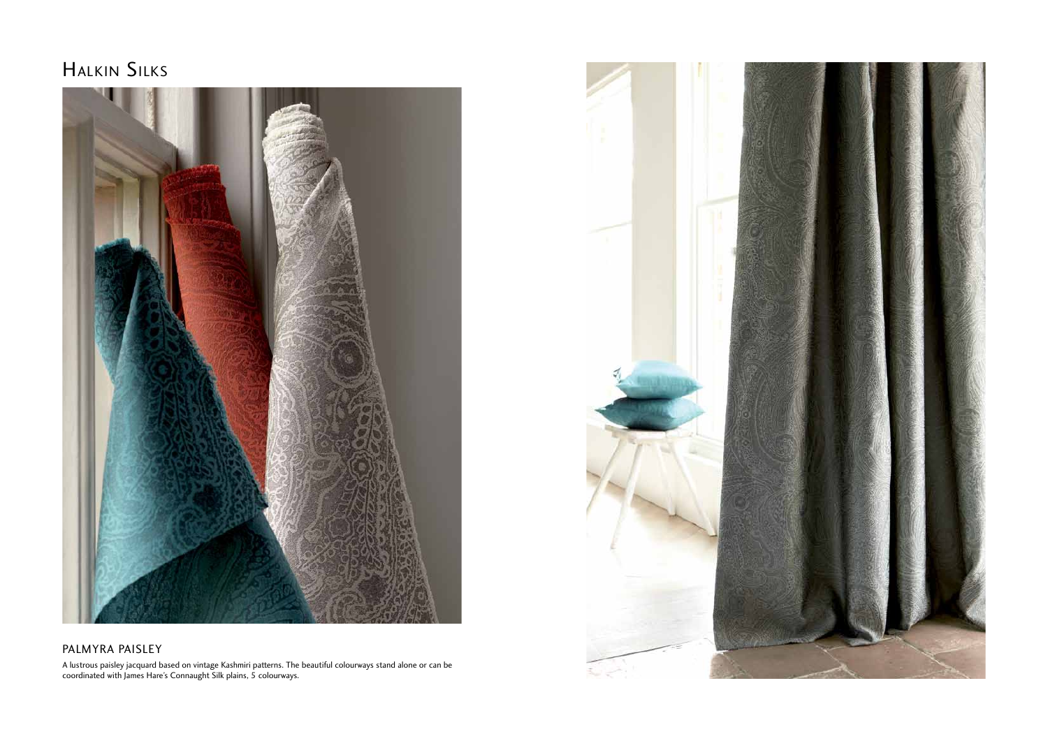# Halkin Silks

## PALMYRA PAISLEY

A lustrous paisley jacquard based on vintage Kashmiri patterns. The beautiful colourways stand alone or can be coordinated with James Hare's Connaught Silk plains, 5 colourways.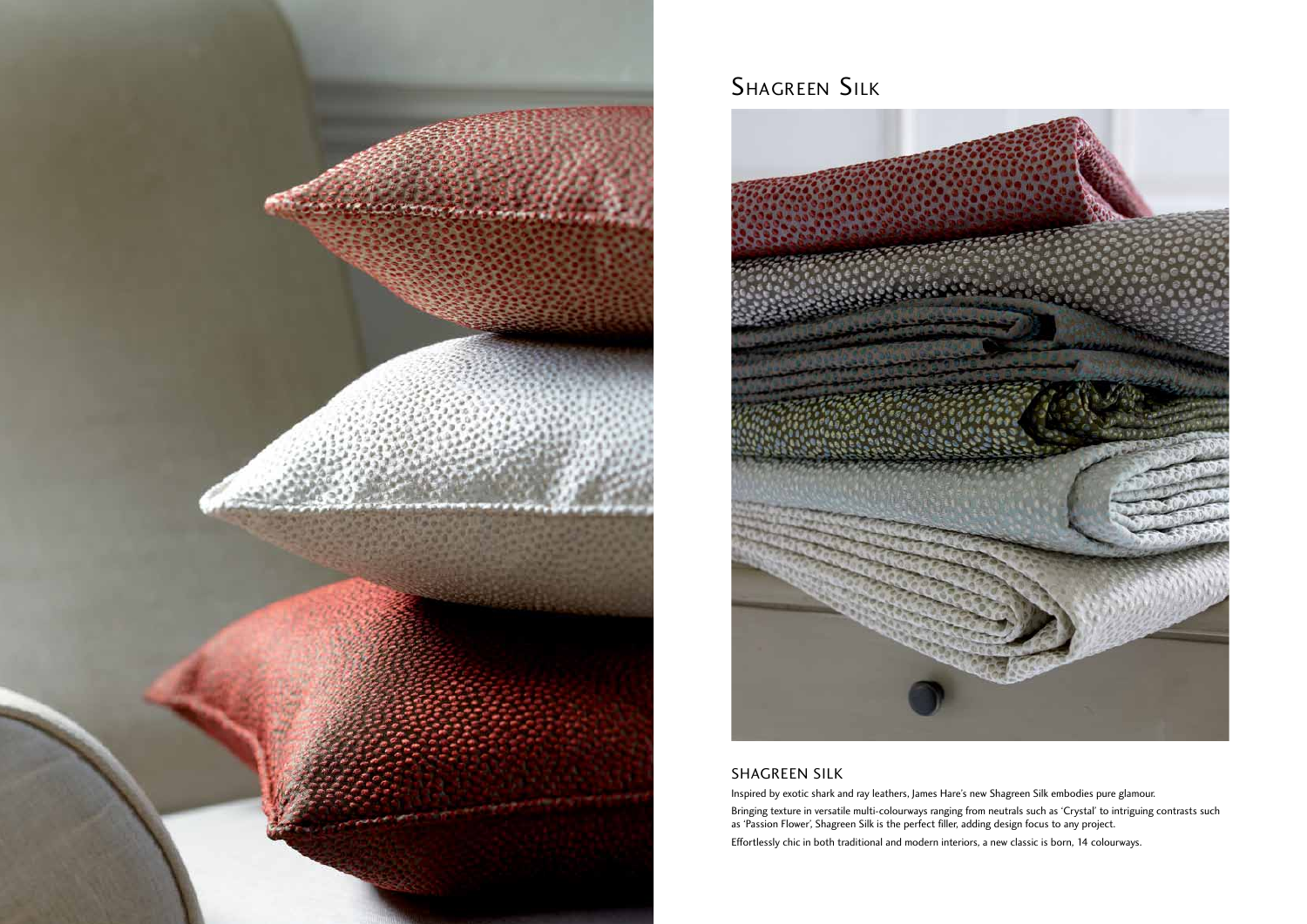# Shagreen Silk

## SHAGREEN SILK

Inspired by exotic shark and ray leathers, James Hare's new Shagreen Silk embodies pure glamour.

Bringing texture in versatile multi-colourways ranging from neutrals such as 'Crystal' to intriguing contrasts such as 'Passion Flower', Shagreen Silk is the perfect filler, adding design focus to any project.

Effortlessly chic in both traditional and modern interiors, a new classic is born, 14 colourways.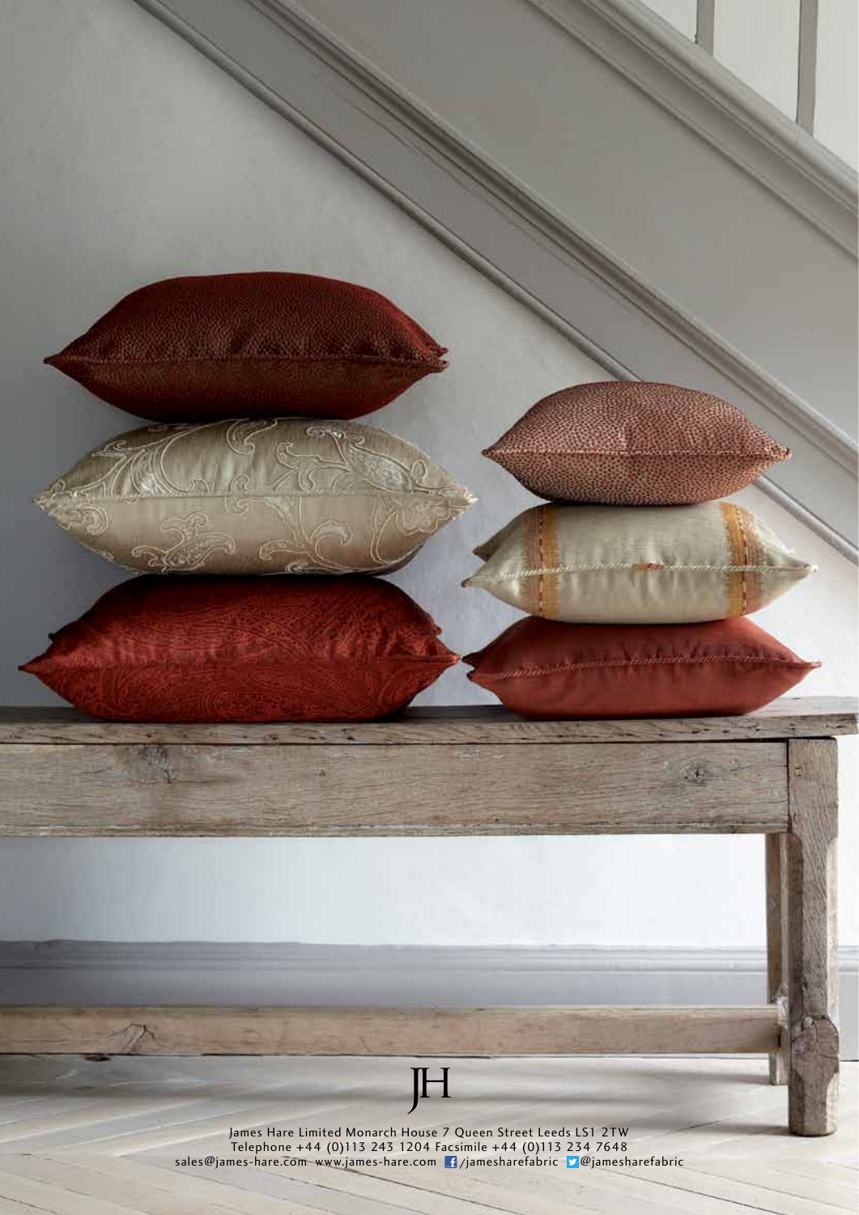JH

James Hare Limited Monarch House 7 Queen Street Leeds LS1 2TW
Telephone +44 (0)113 243 1204 Facsimile +44 (0)113 234 7648
sales@james-hare.com www.james-hare.com /jamesharefabric @jamesharefabric